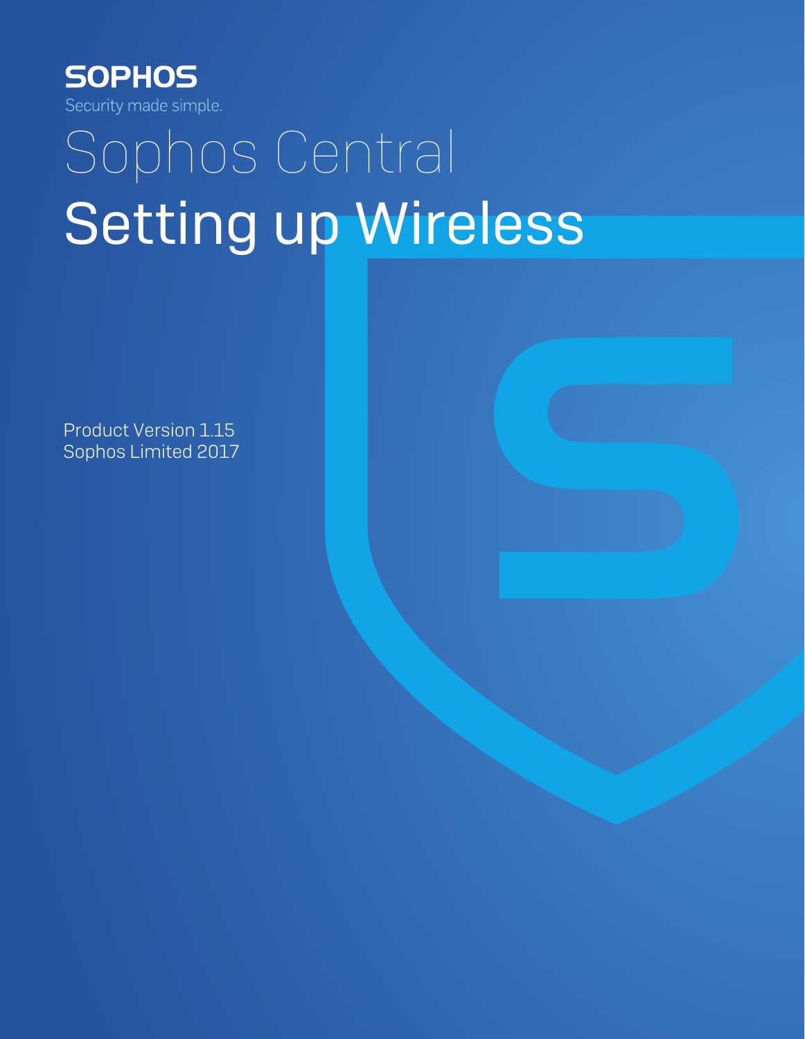SOPHOS

Security made simple.

# Sophos Central

# Setting up Wireless

Product Version 1.15

Sophos Limited 2017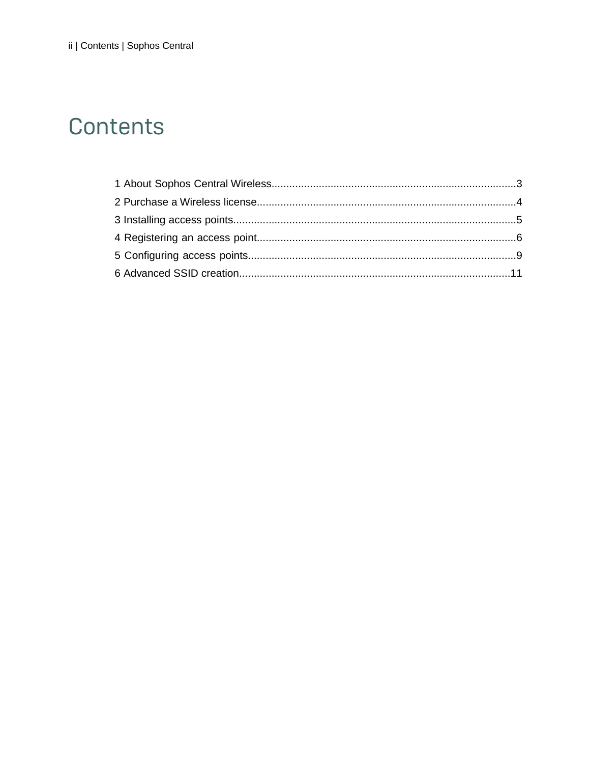# Contents

1 About Sophos Central Wireless....................................................................................3
2 Purchase a Wireless license.........................................................................................4
3 Installing access points.................................................................................................5
4 Registering an access point..........................................................................................6
5 Configuring access points.............................................................................................9
6 Advanced SSID creation..............................................................................................11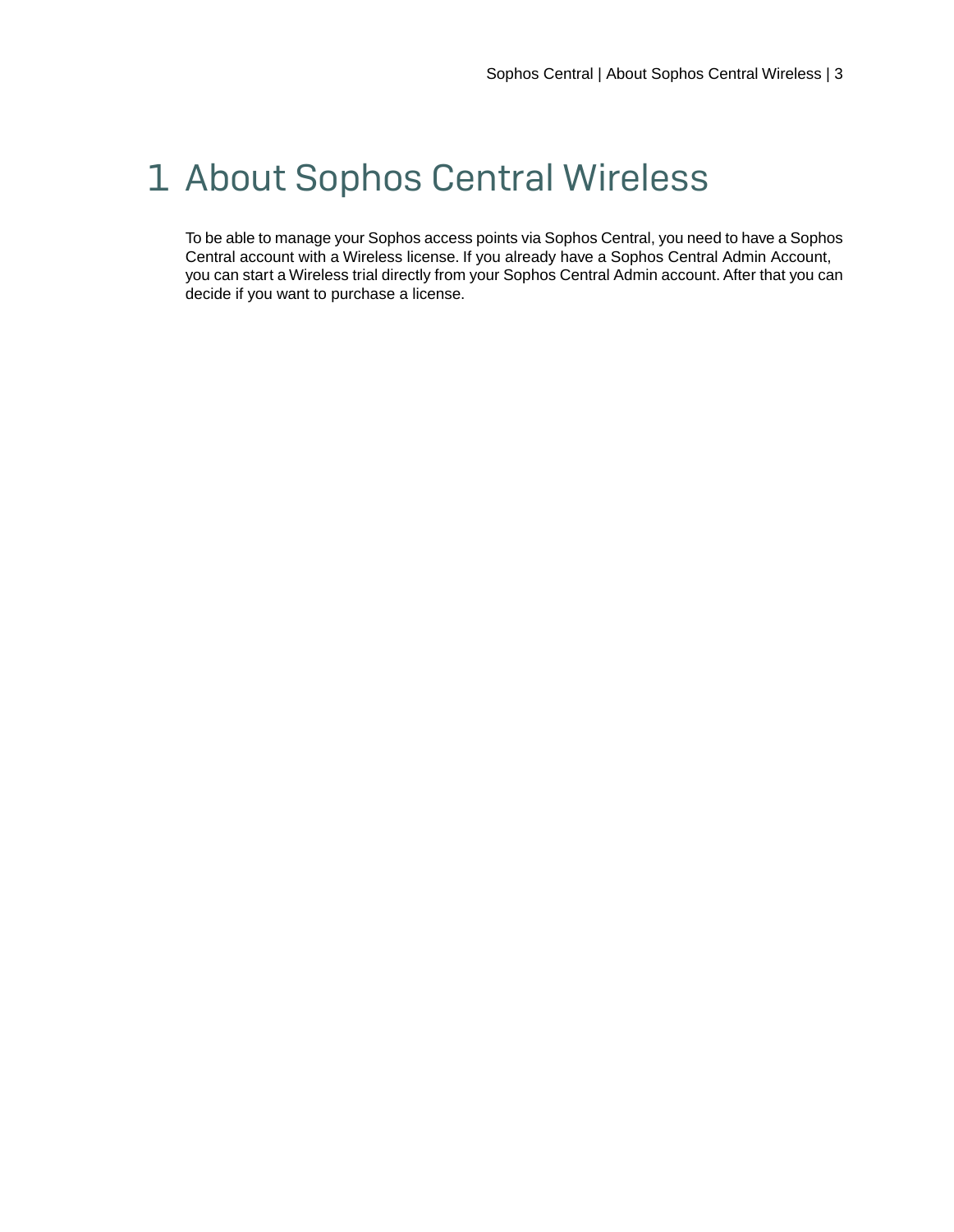# 1 About Sophos Central Wireless

To be able to manage your Sophos access points via Sophos Central, you need to have a Sophos Central account with a Wireless license. If you already have a Sophos Central Admin Account, you can start a Wireless trial directly from your Sophos Central Admin account. After that you can decide if you want to purchase a license.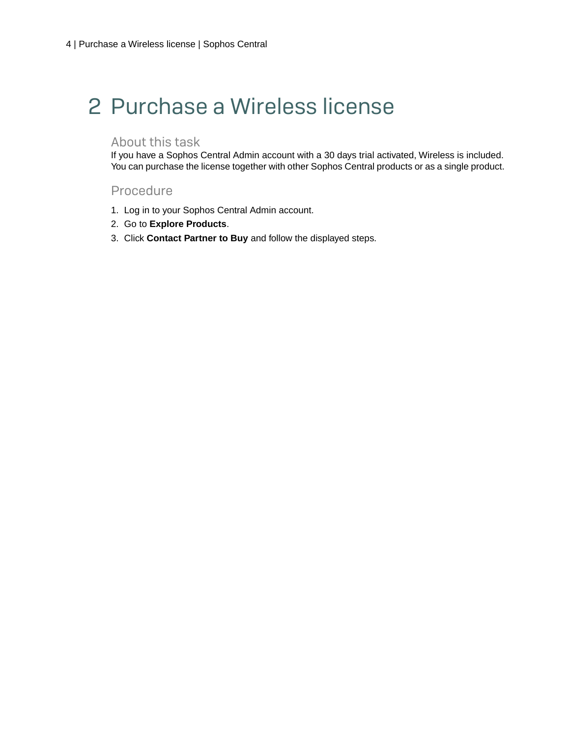# 2 Purchase a Wireless license

## About this task

If you have a Sophos Central Admin account with a 30 days trial activated, Wireless is included. You can purchase the license together with other Sophos Central products or as a single product.

## Procedure

1. Log in to your Sophos Central Admin account.
2. Go to **Explore Products**.
3. Click **Contact Partner to Buy** and follow the displayed steps.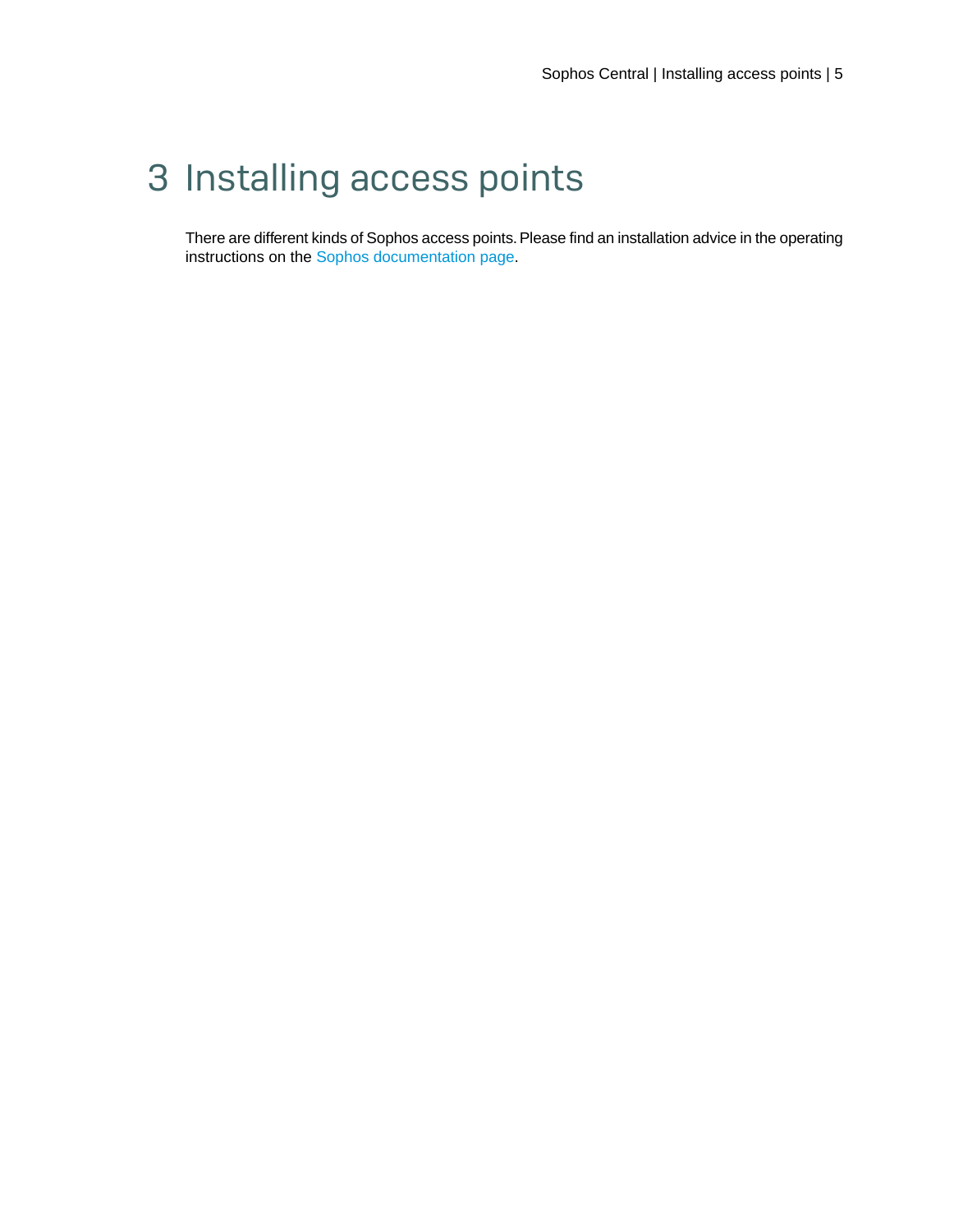# 3 Installing access points

There are different kinds of Sophos access points. Please find an installation advice in the operating instructions on the Sophos documentation page.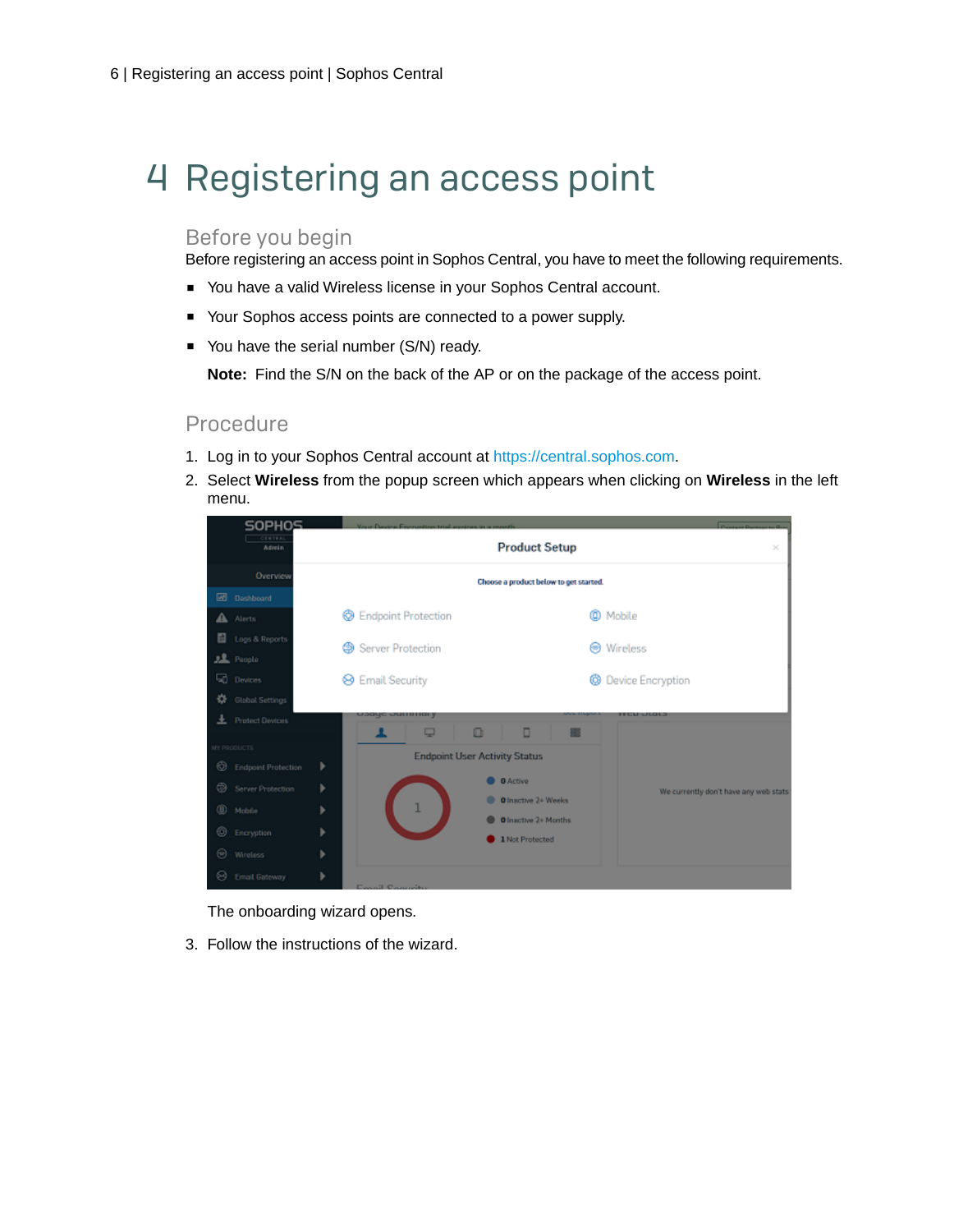# 4 Registering an access point

## Before you begin

Before registering an access point in Sophos Central, you have to meet the following requirements.

- You have a valid Wireless license in your Sophos Central account.
- Your Sophos access points are connected to a power supply.
- You have the serial number (S/N) ready.

  **Note:** Find the S/N on the back of the AP or on the package of the access point.

## Procedure

1. Log in to your Sophos Central account at https://central.sophos.com.
2. Select **Wireless** from the popup screen which appears when clicking on **Wireless** in the left menu.

   The onboarding wizard opens.
3. Follow the instructions of the wizard.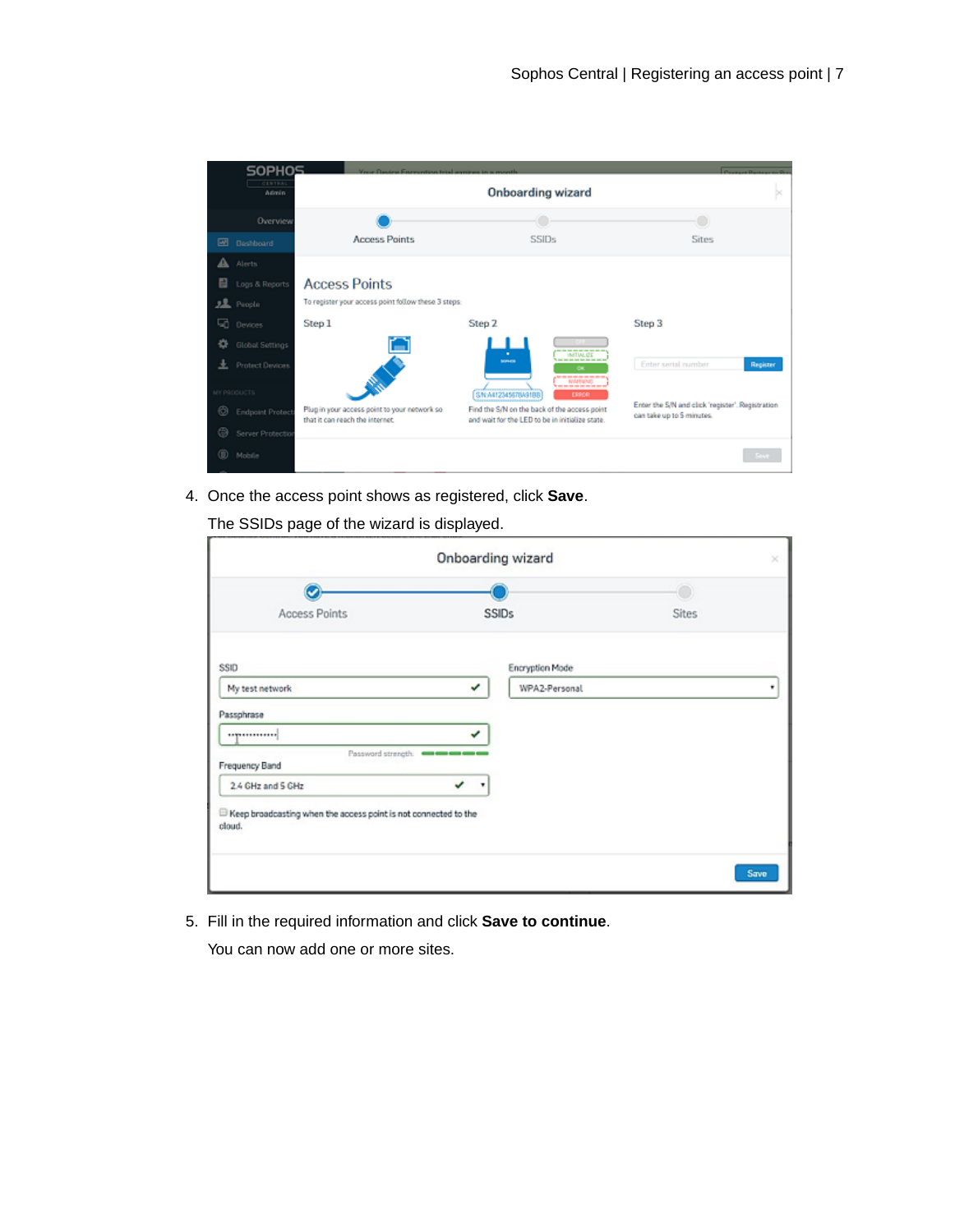4. Once the access point shows as registered, click **Save**.

   The SSIDs page of the wizard is displayed.

5. Fill in the required information and click **Save to continue**.

   You can now add one or more sites.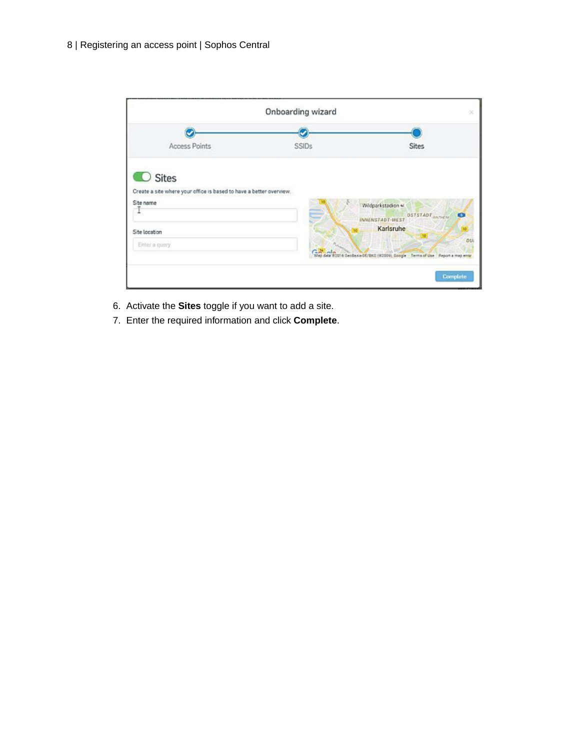6. Activate the **Sites** toggle if you want to add a site.
7. Enter the required information and click **Complete**.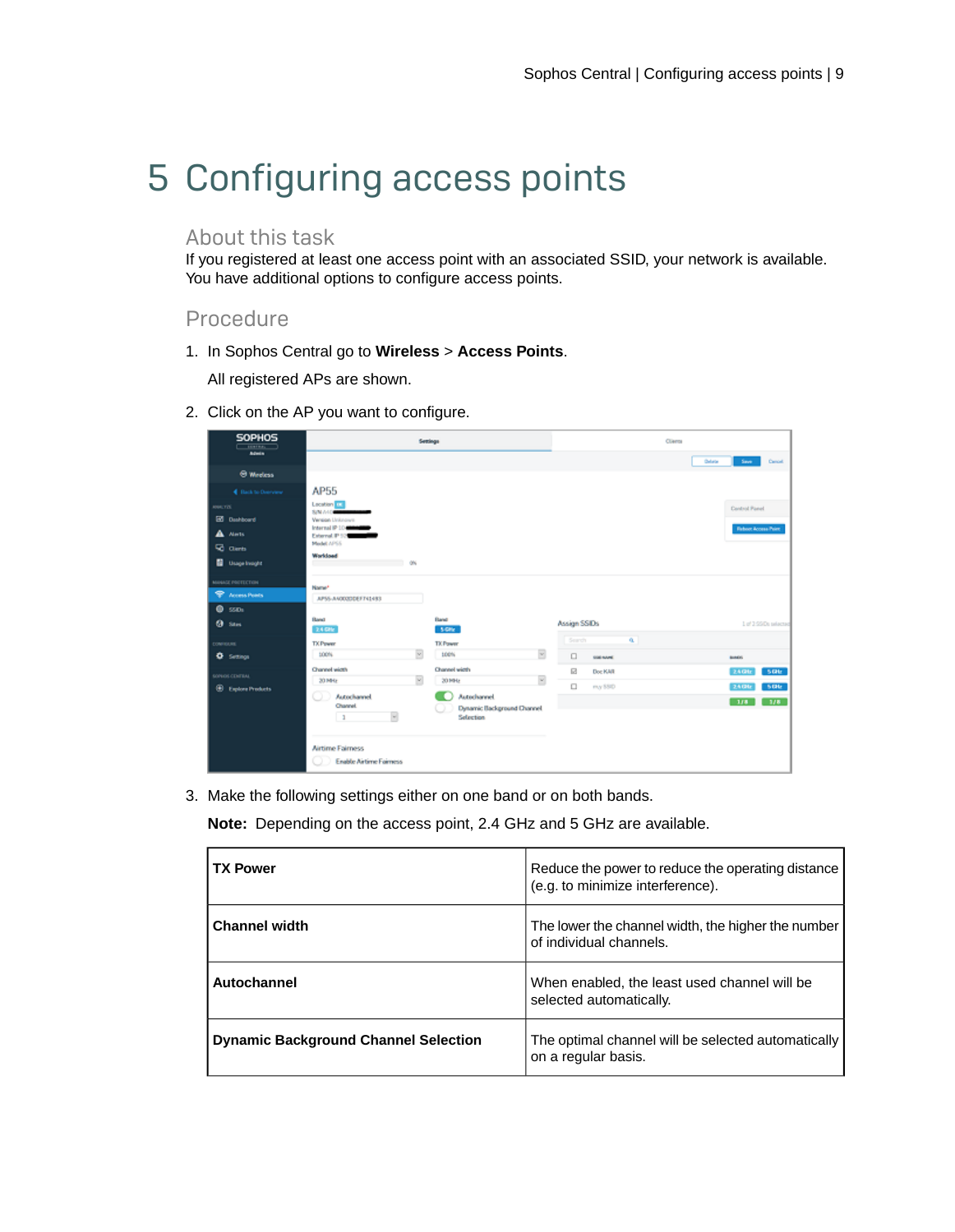# 5 Configuring access points

## About this task

If you registered at least one access point with an associated SSID, your network is available. You have additional options to configure access points.

## Procedure

1. In Sophos Central go to **Wireless** > **Access Points**.

   All registered APs are shown.

2. Click on the AP you want to configure.

3. Make the following settings either on one band or on both bands.

   **Note:** Depending on the access point, 2.4 GHz and 5 GHz are available.

| **TX Power** | Reduce the power to reduce the operating distance (e.g. to minimize interference). |
|---|---|
| **Channel width** | The lower the channel width, the higher the number of individual channels. |
| **Autochannel** | When enabled, the least used channel will be selected automatically. |
| **Dynamic Background Channel Selection** | The optimal channel will be selected automatically on a regular basis. |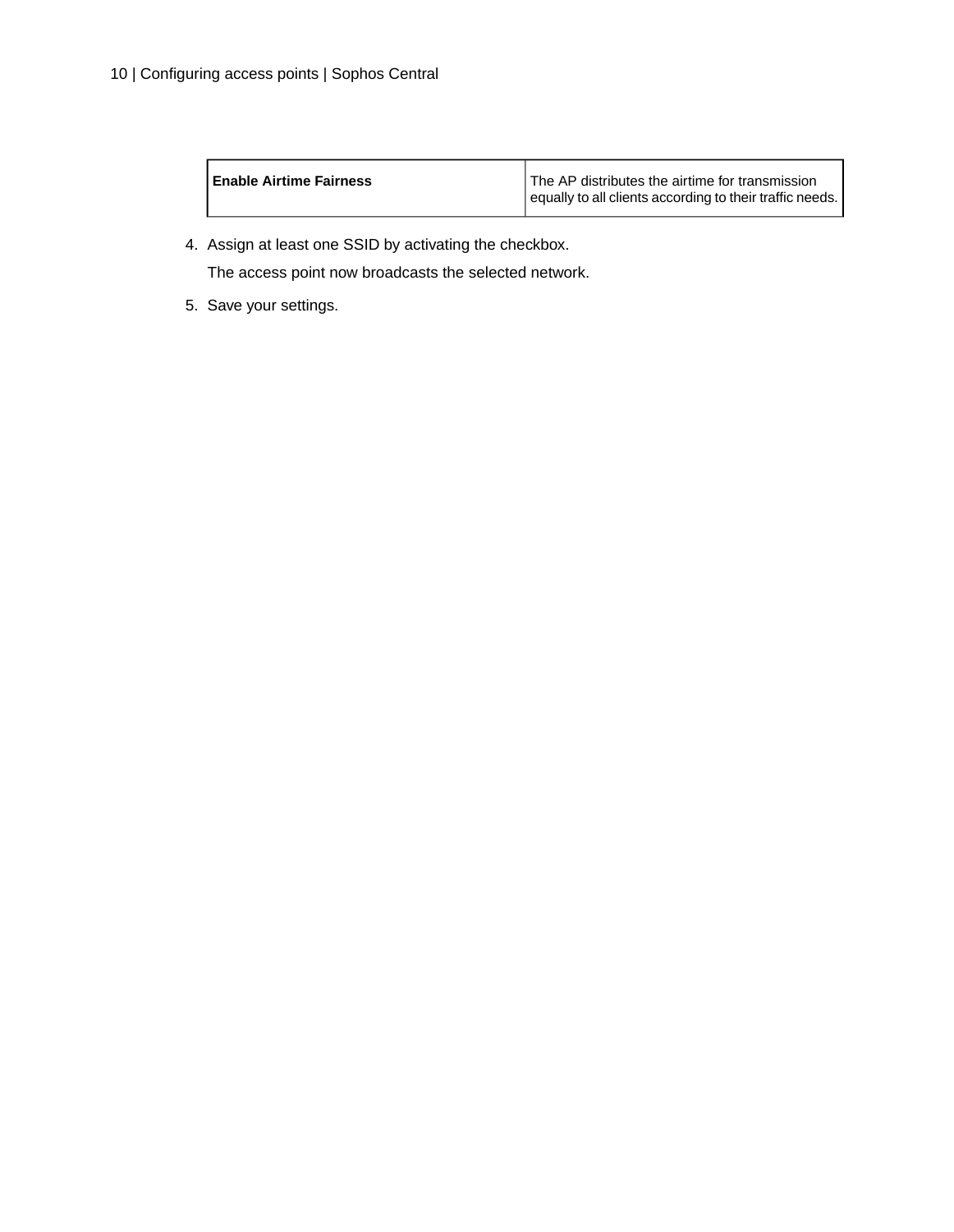| | |
|---|---|
| **Enable Airtime Fairness** | The AP distributes the airtime for transmission equally to all clients according to their traffic needs. |

4. Assign at least one SSID by activating the checkbox.

   The access point now broadcasts the selected network.

5. Save your settings.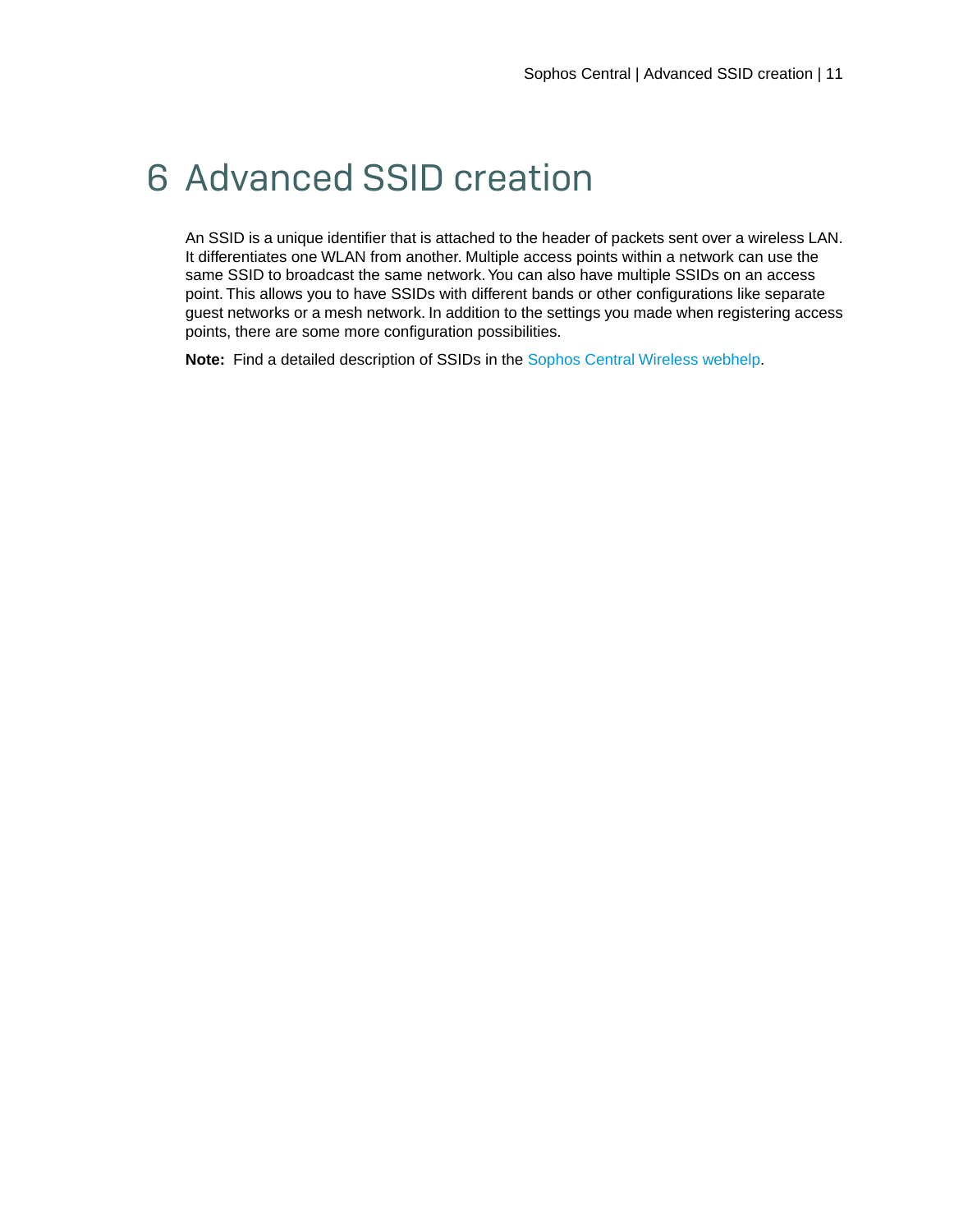# 6 Advanced SSID creation

An SSID is a unique identifier that is attached to the header of packets sent over a wireless LAN. It differentiates one WLAN from another. Multiple access points within a network can use the same SSID to broadcast the same network. You can also have multiple SSIDs on an access point. This allows you to have SSIDs with different bands or other configurations like separate guest networks or a mesh network. In addition to the settings you made when registering access points, there are some more configuration possibilities.

**Note:** Find a detailed description of SSIDs in the Sophos Central Wireless webhelp.